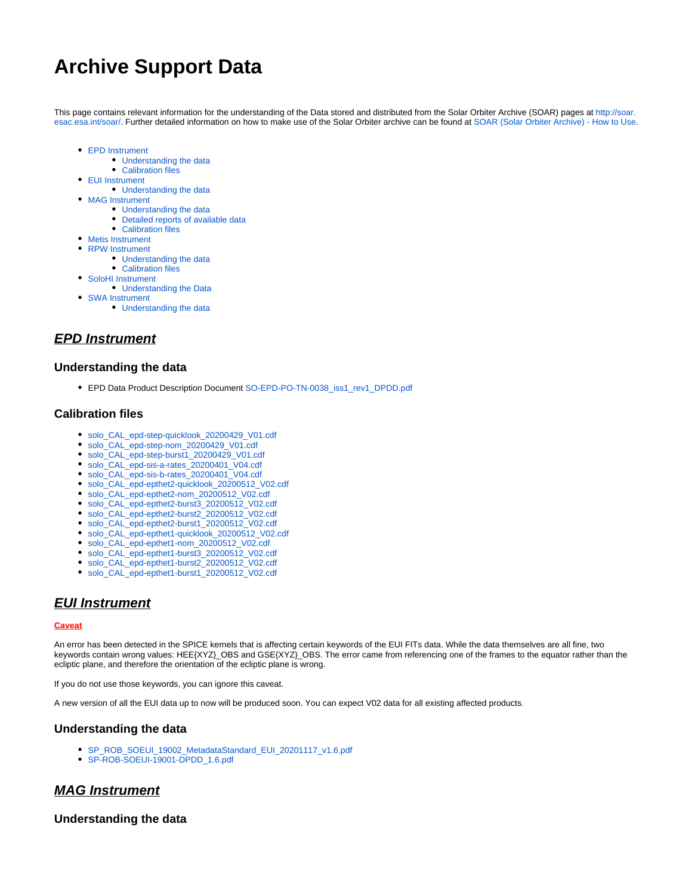# Archive Support Data

This page contains relevant information for the understanding of the Data stored and distributed from the Solar Orbiter Archive (SOAR) pages at http://soar.esac.esa.int/soar/. Further detailed information on how to make use of the Solar Orbiter archive can be found at SOAR (Solar Orbiter Archive) - How to Use.

- EPD Instrument
    - Understanding the data
    - Calibration files
- EUI Instrument
    - Understanding the data
- MAG Instrument
    - Understanding the data
    - Detailed reports of available data
    - Calibration files
- Metis Instrument
- RPW Instrument
    - Understanding the data
    - Calibration files
- SoloHI Instrument
    - Understanding the Data
- SWA Instrument
    - Understanding the data

## ***EPD Instrument***

### Understanding the data

- EPD Data Product Description Document SO-EPD-PO-TN-0038_iss1_rev1_DPDD.pdf

### Calibration files

- solo_CAL_epd-step-quicklook_20200429_V01.cdf
- solo_CAL_epd-step-nom_20200429_V01.cdf
- solo_CAL_epd-step-burst1_20200429_V01.cdf
- solo_CAL_epd-sis-a-rates_20200401_V04.cdf
- solo_CAL_epd-sis-b-rates_20200401_V04.cdf
- solo_CAL_epd-epthet2-quicklook_20200512_V02.cdf
- solo_CAL_epd-epthet2-nom_20200512_V02.cdf
- solo_CAL_epd-epthet2-burst3_20200512_V02.cdf
- solo_CAL_epd-epthet2-burst2_20200512_V02.cdf
- solo_CAL_epd-epthet2-burst1_20200512_V02.cdf
- solo_CAL_epd-epthet1-quicklook_20200512_V02.cdf
- solo_CAL_epd-epthet1-nom_20200512_V02.cdf
- solo_CAL_epd-epthet1-burst3_20200512_V02.cdf
- solo_CAL_epd-epthet1-burst2_20200512_V02.cdf
- solo_CAL_epd-epthet1-burst1_20200512_V02.cdf

## ***EUI Instrument***

**Caveat**

An error has been detected in the SPICE kernels that is affecting certain keywords of the EUI FITs data. While the data themselves are all fine, two keywords contain wrong values: HEE{XYZ}_OBS and GSE{XYZ}_OBS. The error came from referencing one of the frames to the equator rather than the ecliptic plane, and therefore the orientation of the ecliptic plane is wrong.

If you do not use those keywords, you can ignore this caveat.

A new version of all the EUI data up to now will be produced soon. You can expect V02 data for all existing affected products.

### Understanding the data

- SP_ROB_SOEUI_19002_MetadataStandard_EUI_20201117_v1.6.pdf
- SP-ROB-SOEUI-19001-DPDD_1.6.pdf

## ***MAG Instrument***

### Understanding the data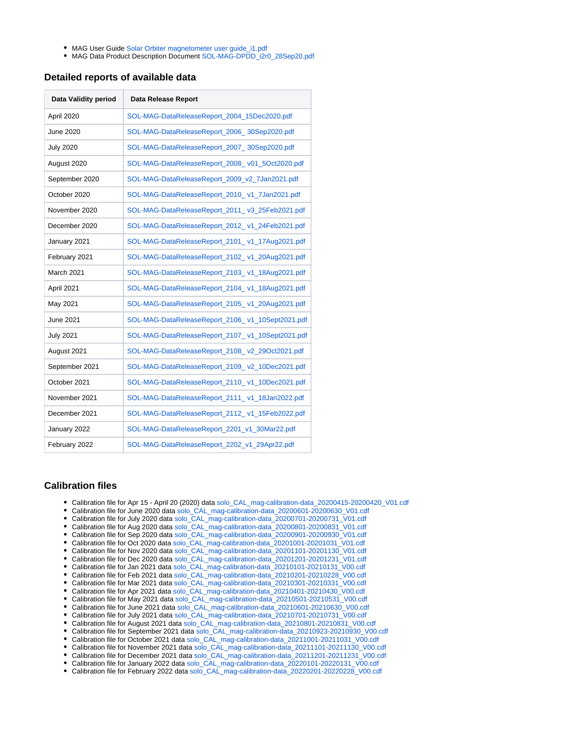- MAG User Guide Solar Orbiter magnetometer user guide_i1.pdf
- MAG Data Product Description Document SOL-MAG-DPDD_i2r0_28Sep20.pdf

## Detailed reports of available data

| Data Validity period | Data Release Report |
|---|---|
| April 2020 | SOL-MAG-DataReleaseReport_2004_15Dec2020.pdf |
| June 2020 | SOL-MAG-DataReleaseReport_2006_ 30Sep2020.pdf |
| July 2020 | SOL-MAG-DataReleaseReport_2007_ 30Sep2020.pdf |
| August 2020 | SOL-MAG-DataReleaseReport_2008_ v01_5Oct2020.pdf |
| September 2020 | SOL-MAG-DataReleaseReport_2009_v2_7Jan2021.pdf |
| October 2020 | SOL-MAG-DataReleaseReport_2010_ v1_7Jan2021.pdf |
| November 2020 | SOL-MAG-DataReleaseReport_2011_ v3_25Feb2021.pdf |
| December 2020 | SOL-MAG-DataReleaseReport_2012_ v1_24Feb2021.pdf |
| January 2021 | SOL-MAG-DataReleaseReport_2101_ v1_17Aug2021.pdf |
| February 2021 | SOL-MAG-DataReleaseReport_2102_ v1_20Aug2021.pdf |
| March 2021 | SOL-MAG-DataReleaseReport_2103_ v1_18Aug2021.pdf |
| April 2021 | SOL-MAG-DataReleaseReport_2104_ v1_18Aug2021.pdf |
| May 2021 | SOL-MAG-DataReleaseReport_2105_ v1_20Aug2021.pdf |
| June 2021 | SOL-MAG-DataReleaseReport_2106_ v1_10Sept2021.pdf |
| July 2021 | SOL-MAG-DataReleaseReport_2107_ v1_10Sept2021.pdf |
| August 2021 | SOL-MAG-DataReleaseReport_2108_ v2_29Oct2021.pdf |
| September 2021 | SOL-MAG-DataReleaseReport_2109_ v2_10Dec2021.pdf |
| October 2021 | SOL-MAG-DataReleaseReport_2110_ v1_10Dec2021.pdf |
| November 2021 | SOL-MAG-DataReleaseReport_2111_ v1_18Jan2022.pdf |
| December 2021 | SOL-MAG-DataReleaseReport_2112_ v1_15Feb2022.pdf |
| January 2022 | SOL-MAG-DataReleaseReport_2201_v1_30Mar22.pdf |
| February 2022 | SOL-MAG-DataReleaseReport_2202_v1_29Apr22.pdf |

## Calibration files

- Calibration file for Apr 15 - April 20 (2020) data solo_CAL_mag-calibration-data_20200415-20200420_V01.cdf
- Calibration file for June 2020 data solo_CAL_mag-calibration-data_20200601-20200630_V01.cdf
- Calibration file for July 2020 data solo_CAL_mag-calibration-data_20200701-20200731_V01.cdf
- Calibration file for Aug 2020 data solo_CAL_mag-calibration-data_20200801-20200831_V01.cdf
- Calibration file for Sep 2020 data solo_CAL_mag-calibration-data_20200901-20200930_V01.cdf
- Calibration file for Oct 2020 data solo_CAL_mag-calibration-data_20201001-20201031_V01.cdf
- Calibration file for Nov 2020 data solo_CAL_mag-calibration-data_20201101-20201130_V01.cdf
- Calibration file for Dec 2020 data solo_CAL_mag-calibration-data_20201201-20201231_V01.cdf
- Calibration file for Jan 2021 data solo_CAL_mag-calibration-data_20210101-20210131_V00.cdf
- Calibration file for Feb 2021 data solo_CAL_mag-calibration-data_20210201-20210228_V00.cdf
- Calibration file for Mar 2021 data solo_CAL_mag-calibration-data_20210301-20210331_V00.cdf
- Calibration file for Apr 2021 data solo_CAL_mag-calibration-data_20210401-20210430_V00.cdf
- Calibration file for May 2021 data solo_CAL_mag-calibration-data_20210501-20210531_V00.cdf
- Calibration file for June 2021 data solo_CAL_mag-calibration-data_20210601-20210630_V00.cdf
- Calibration file for July 2021 data solo_CAL_mag-calibration-data_20210701-20210731_V00.cdf
- Calibration file for August 2021 data solo_CAL_mag-calibration-data_20210801-20210831_V00.cdf
- Calibration file for September 2021 data solo_CAL_mag-calibration-data_20210923-20210930_V00.cdf
- Calibration file for October 2021 data solo_CAL_mag-calibration-data_20211001-20211031_V00.cdf
- Calibration file for November 2021 data solo_CAL_mag-calibration-data_20211101-20211130_V00.cdf
- Calibration file for December 2021 data solo_CAL_mag-calibration-data_20211201-20211231_V00.cdf
- Calibration file for January 2022 data solo_CAL_mag-calibration-data_20220101-20220131_V00.cdf
- Calibration file for February 2022 data solo_CAL_mag-calibration-data_20220201-20220228_V00.cdf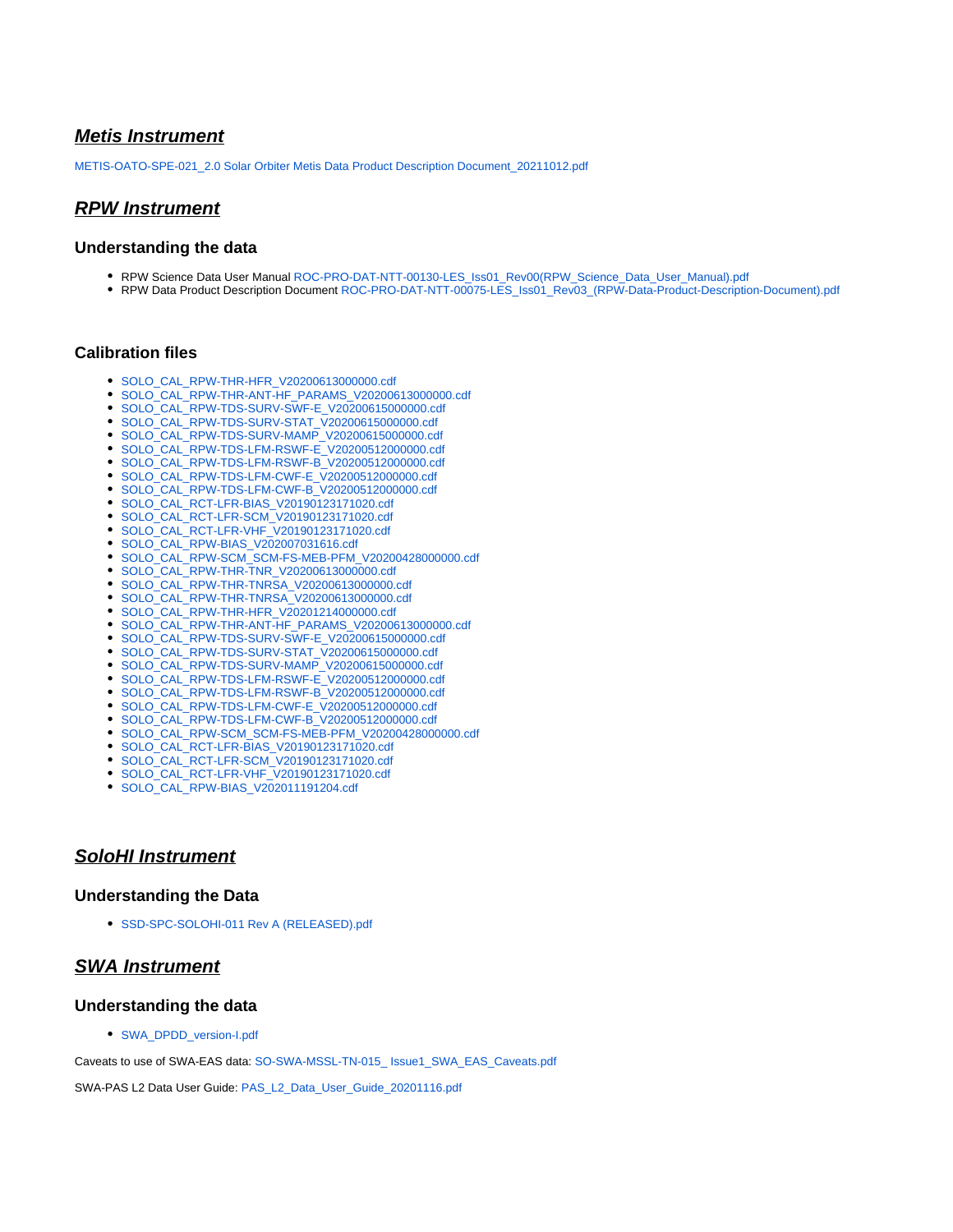## ***Metis Instrument***

METIS-OATO-SPE-021_2.0 Solar Orbiter Metis Data Product Description Document_20211012.pdf

## ***RPW Instrument***

### Understanding the data

- RPW Science Data User Manual ROC-PRO-DAT-NTT-00130-LES_Iss01_Rev00(RPW_Science_Data_User_Manual).pdf
- RPW Data Product Description Document ROC-PRO-DAT-NTT-00075-LES_Iss01_Rev03_(RPW-Data-Product-Description-Document).pdf

### Calibration files

- SOLO_CAL_RPW-THR-HFR_V20200613000000.cdf
- SOLO_CAL_RPW-THR-ANT-HF_PARAMS_V20200613000000.cdf
- SOLO_CAL_RPW-TDS-SURV-SWF-E_V20200615000000.cdf
- SOLO_CAL_RPW-TDS-SURV-STAT_V20200615000000.cdf
- SOLO_CAL_RPW-TDS-SURV-MAMP_V20200615000000.cdf
- SOLO_CAL_RPW-TDS-LFM-RSWF-E_V20200512000000.cdf
- SOLO_CAL_RPW-TDS-LFM-RSWF-B_V20200512000000.cdf
- SOLO_CAL_RPW-TDS-LFM-CWF-E_V20200512000000.cdf
- SOLO_CAL_RPW-TDS-LFM-CWF-B_V20200512000000.cdf
- SOLO_CAL_RCT-LFR-BIAS_V20190123171020.cdf
- SOLO_CAL_RCT-LFR-SCM_V20190123171020.cdf
- SOLO_CAL_RCT-LFR-VHF_V20190123171020.cdf
- SOLO_CAL_RPW-BIAS_V202007031616.cdf
- SOLO_CAL_RPW-SCM_SCM-FS-MEB-PFM_V20200428000000.cdf
- SOLO_CAL_RPW-THR-TNR_V20200613000000.cdf
- SOLO_CAL_RPW-THR-TNRSA_V20200613000000.cdf
- SOLO_CAL_RPW-THR-TNRSA_V20200613000000.cdf
- SOLO_CAL_RPW-THR-HFR_V20201214000000.cdf
- SOLO_CAL_RPW-THR-ANT-HF_PARAMS_V20200613000000.cdf
- SOLO_CAL_RPW-TDS-SURV-SWF-E_V20200615000000.cdf
- SOLO_CAL_RPW-TDS-SURV-STAT_V20200615000000.cdf
- SOLO_CAL_RPW-TDS-SURV-MAMP_V20200615000000.cdf
- SOLO_CAL_RPW-TDS-LFM-RSWF-E_V20200512000000.cdf
- SOLO_CAL_RPW-TDS-LFM-RSWF-B_V20200512000000.cdf
- SOLO_CAL_RPW-TDS-LFM-CWF-E_V20200512000000.cdf
- SOLO_CAL_RPW-TDS-LFM-CWF-B_V20200512000000.cdf
- SOLO_CAL_RPW-SCM_SCM-FS-MEB-PFM_V20200428000000.cdf
- SOLO_CAL_RCT-LFR-BIAS_V20190123171020.cdf
- SOLO_CAL_RCT-LFR-SCM_V20190123171020.cdf
- SOLO_CAL_RCT-LFR-VHF_V20190123171020.cdf
- SOLO_CAL_RPW-BIAS_V202011191204.cdf

## ***SoloHI Instrument***

### Understanding the Data

- SSD-SPC-SOLOHI-011 Rev A (RELEASED).pdf

## ***SWA Instrument***

### Understanding the data

- SWA_DPDD_version-I.pdf

Caveats to use of SWA-EAS data: SO-SWA-MSSL-TN-015_ Issue1_SWA_EAS_Caveats.pdf

SWA-PAS L2 Data User Guide: PAS_L2_Data_User_Guide_20201116.pdf